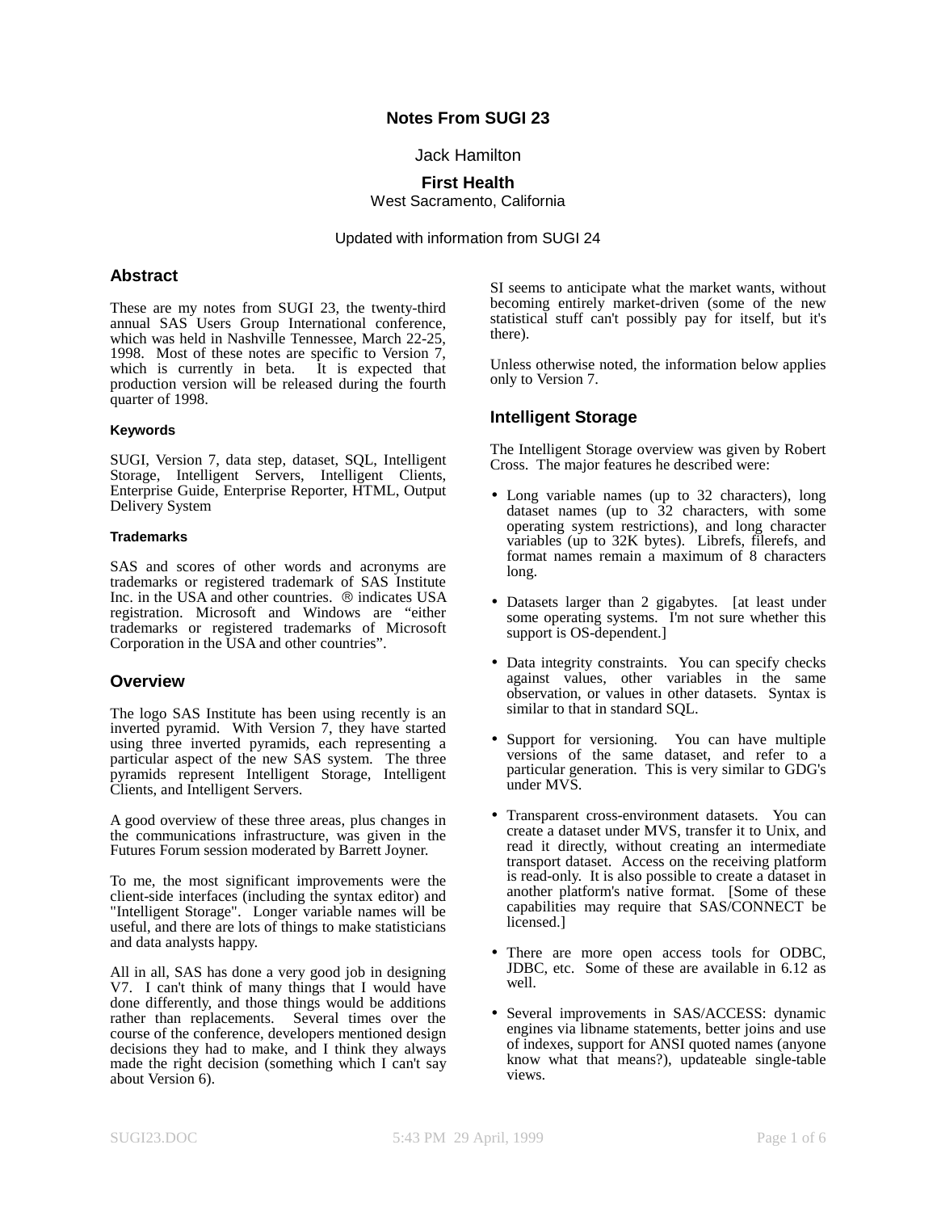# Notes From SUGI 23

Jack Hamilton

**First Health**
West Sacramento, California

Updated with information from SUGI 24

## Abstract

These are my notes from SUGI 23, the twenty-third annual SAS Users Group International conference, which was held in Nashville Tennessee, March 22-25, 1998. Most of these notes are specific to Version 7, which is currently in beta. It is expected that production version will be released during the fourth quarter of 1998.

#### Keywords

SUGI, Version 7, data step, dataset, SQL, Intelligent Storage, Intelligent Servers, Intelligent Clients, Enterprise Guide, Enterprise Reporter, HTML, Output Delivery System

#### Trademarks

SAS and scores of other words and acronyms are trademarks or registered trademark of SAS Institute Inc. in the USA and other countries. ® indicates USA registration. Microsoft and Windows are “either trademarks or registered trademarks of Microsoft Corporation in the USA and other countries”.

## Overview

The logo SAS Institute has been using recently is an inverted pyramid. With Version 7, they have started using three inverted pyramids, each representing a particular aspect of the new SAS system. The three pyramids represent Intelligent Storage, Intelligent Clients, and Intelligent Servers.

A good overview of these three areas, plus changes in the communications infrastructure, was given in the Futures Forum session moderated by Barrett Joyner.

To me, the most significant improvements were the client-side interfaces (including the syntax editor) and "Intelligent Storage". Longer variable names will be useful, and there are lots of things to make statisticians and data analysts happy.

All in all, SAS has done a very good job in designing V7. I can't think of many things that I would have done differently, and those things would be additions rather than replacements. Several times over the course of the conference, developers mentioned design decisions they had to make, and I think they always made the right decision (something which I can't say about Version 6).

SI seems to anticipate what the market wants, without becoming entirely market-driven (some of the new statistical stuff can't possibly pay for itself, but it's there).

Unless otherwise noted, the information below applies only to Version 7.

## Intelligent Storage

The Intelligent Storage overview was given by Robert Cross. The major features he described were:

- Long variable names (up to 32 characters), long dataset names (up to 32 characters, with some operating system restrictions), and long character variables (up to 32K bytes). Librefs, filerefs, and format names remain a maximum of 8 characters long.
- Datasets larger than 2 gigabytes. [at least under some operating systems. I'm not sure whether this support is OS-dependent.]
- Data integrity constraints. You can specify checks against values, other variables in the same observation, or values in other datasets. Syntax is similar to that in standard SQL.
- Support for versioning. You can have multiple versions of the same dataset, and refer to a particular generation. This is very similar to GDG's under MVS.
- Transparent cross-environment datasets. You can create a dataset under MVS, transfer it to Unix, and read it directly, without creating an intermediate transport dataset. Access on the receiving platform is read-only. It is also possible to create a dataset in another platform's native format. [Some of these capabilities may require that SAS/CONNECT be licensed.]
- There are more open access tools for ODBC, JDBC, etc. Some of these are available in 6.12 as well.
- Several improvements in SAS/ACCESS: dynamic engines via libname statements, better joins and use of indexes, support for ANSI quoted names (anyone know what that means?), updateable single-table views.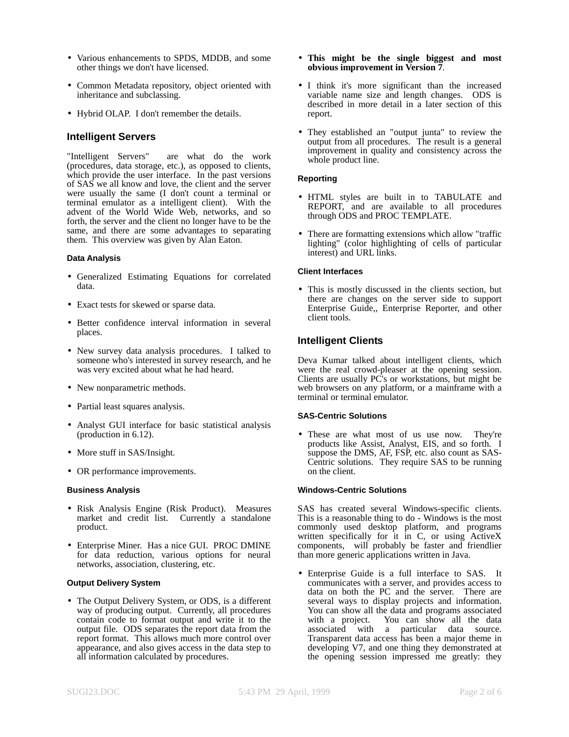- Various enhancements to SPDS, MDDB, and some other things we don't have licensed.
- Common Metadata repository, object oriented with inheritance and subclassing.
- Hybrid OLAP. I don't remember the details.

## Intelligent Servers

"Intelligent Servers" are what do the work (procedures, data storage, etc.), as opposed to clients, which provide the user interface. In the past versions of SAS we all know and love, the client and the server were usually the same (I don't count a terminal or terminal emulator as a intelligent client). With the advent of the World Wide Web, networks, and so forth, the server and the client no longer have to be the same, and there are some advantages to separating them. This overview was given by Alan Eaton.

### Data Analysis

- Generalized Estimating Equations for correlated data.
- Exact tests for skewed or sparse data.
- Better confidence interval information in several places.
- New survey data analysis procedures. I talked to someone who's interested in survey research, and he was very excited about what he had heard.
- New nonparametric methods.
- Partial least squares analysis.
- Analyst GUI interface for basic statistical analysis (production in 6.12).
- More stuff in SAS/Insight.
- OR performance improvements.

### Business Analysis

- Risk Analysis Engine (Risk Product). Measures market and credit list. Currently a standalone product.
- Enterprise Miner. Has a nice GUI. PROC DMINE for data reduction, various options for neural networks, association, clustering, etc.

### Output Delivery System

- The Output Delivery System, or ODS, is a different way of producing output. Currently, all procedures contain code to format output and write it to the output file. ODS separates the report data from the report format. This allows much more control over appearance, and also gives access in the data step to all information calculated by procedures.
- **This might be the single biggest and most obvious improvement in Version 7**.
- I think it's more significant than the increased variable name size and length changes. ODS is described in more detail in a later section of this report.
- They established an "output junta" to review the output from all procedures. The result is a general improvement in quality and consistency across the whole product line.

### Reporting

- HTML styles are built in to TABULATE and REPORT, and are available to all procedures through ODS and PROC TEMPLATE.
- There are formatting extensions which allow "traffic lighting" (color highlighting of cells of particular interest) and URL links.

### Client Interfaces

- This is mostly discussed in the clients section, but there are changes on the server side to support Enterprise Guide,, Enterprise Reporter, and other client tools.

## Intelligent Clients

Deva Kumar talked about intelligent clients, which were the real crowd-pleaser at the opening session. Clients are usually PC's or workstations, but might be web browsers on any platform, or a mainframe with a terminal or terminal emulator.

### SAS-Centric Solutions

- These are what most of us use now. They're products like Assist, Analyst, EIS, and so forth. I suppose the DMS, AF, FSP, etc. also count as SAS-Centric solutions. They require SAS to be running on the client.

### Windows-Centric Solutions

SAS has created several Windows-specific clients. This is a reasonable thing to do - Windows is the most commonly used desktop platform, and programs written specifically for it in C, or using ActiveX components, will probably be faster and friendlier than more generic applications written in Java.

- Enterprise Guide is a full interface to SAS. It communicates with a server, and provides access to data on both the PC and the server. There are several ways to display projects and information. You can show all the data and programs associated with a project. You can show all the data associated with a particular data source. Transparent data access has been a major theme in developing V7, and one thing they demonstrated at the opening session impressed me greatly: they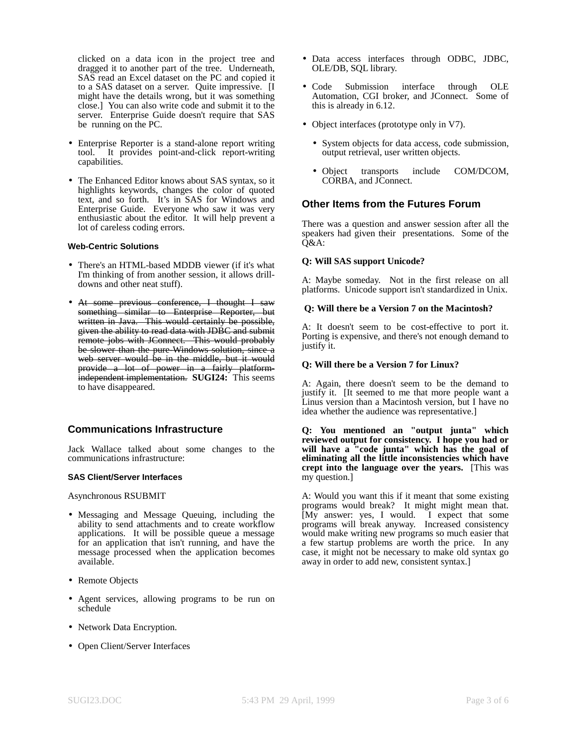clicked on a data icon in the project tree and dragged it to another part of the tree. Underneath, SAS read an Excel dataset on the PC and copied it to a SAS dataset on a server. Quite impressive. [I might have the details wrong, but it was something close.] You can also write code and submit it to the server. Enterprise Guide doesn't require that SAS be running on the PC.

- Enterprise Reporter is a stand-alone report writing tool. It provides point-and-click report-writing capabilities.
- The Enhanced Editor knows about SAS syntax, so it highlights keywords, changes the color of quoted text, and so forth. It's in SAS for Windows and Enterprise Guide. Everyone who saw it was very enthusiastic about the editor. It will help prevent a lot of careless coding errors.

#### Web-Centric Solutions

- There's an HTML-based MDDB viewer (if it's what I'm thinking of from another session, it allows drill-downs and other neat stuff).
- ~~At some previous conference, I thought I saw something similar to Enterprise Reporter, but written in Java. This would certainly be possible, given the ability to read data with JDBC and submit remote jobs with JConnect. This would probably be slower than the pure Windows solution, since a web server would be in the middle, but it would provide a lot of power in a fairly platform-independent implementation.~~ **SUGI24:** This seems to have disappeared.

## Communications Infrastructure

Jack Wallace talked about some changes to the communications infrastructure:

#### SAS Client/Server Interfaces

Asynchronous RSUBMIT

- Messaging and Message Queuing, including the ability to send attachments and to create workflow applications. It will be possible queue a message for an application that isn't running, and have the message processed when the application becomes available.
- Remote Objects
- Agent services, allowing programs to be run on schedule
- Network Data Encryption.
- Open Client/Server Interfaces
- Data access interfaces through ODBC, JDBC, OLE/DB, SQL library.
- Code Submission interface through OLE Automation, CGI broker, and JConnect. Some of this is already in 6.12.
- Object interfaces (prototype only in V7).
  - System objects for data access, code submission, output retrieval, user written objects.
  - Object transports include COM/DCOM, CORBA, and JConnect.

## Other Items from the Futures Forum

There was a question and answer session after all the speakers had given their presentations. Some of the Q&A:

**Q: Will SAS support Unicode?**

A: Maybe someday. Not in the first release on all platforms. Unicode support isn't standardized in Unix.

**Q: Will there be a Version 7 on the Macintosh?**

A: It doesn't seem to be cost-effective to port it. Porting is expensive, and there's not enough demand to justify it.

**Q: Will there be a Version 7 for Linux?**

A: Again, there doesn't seem to be the demand to justify it. [It seemed to me that more people want a Linus version than a Macintosh version, but I have no idea whether the audience was representative.]

**Q: You mentioned an "output junta" which reviewed output for consistency. I hope you had or will have a "code junta" which has the goal of eliminating all the little inconsistencies which have crept into the language over the years.** [This was my question.]

A: Would you want this if it meant that some existing programs would break? It might might mean that. [My answer: yes, I would. I expect that some programs will break anyway. Increased consistency would make writing new programs so much easier that a few startup problems are worth the price. In any case, it might not be necessary to make old syntax go away in order to add new, consistent syntax.]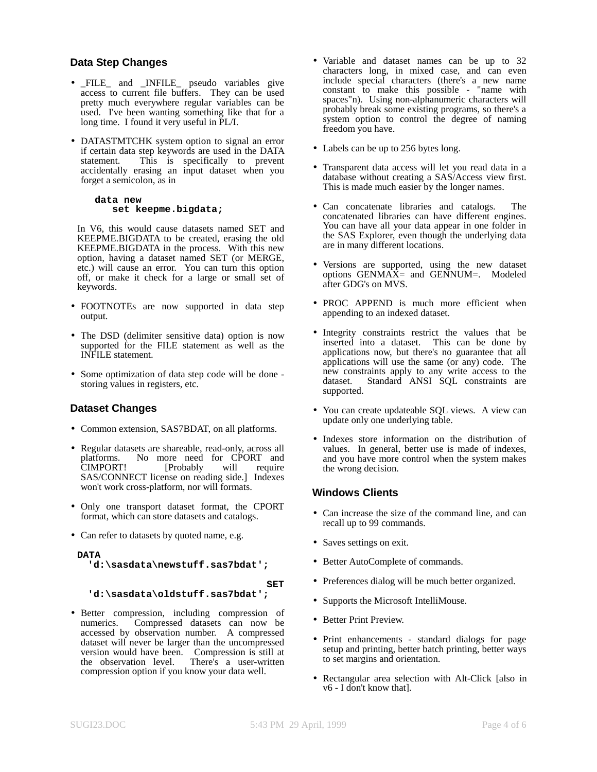## Data Step Changes

- _FILE_ and _INFILE_ pseudo variables give access to current file buffers. They can be used pretty much everywhere regular variables can be used. I've been wanting something like that for a long time. I found it very useful in PL/I.

- DATASTMTCHK system option to signal an error if certain data step keywords are used in the DATA statement. This is specifically to prevent accidentally erasing an input dataset when you forget a semicolon, as in

```
data new
   set keepme.bigdata;
```

  In V6, this would cause datasets named SET and KEEPME.BIGDATA to be created, erasing the old KEEPME.BIGDATA in the process. With this new option, having a dataset named SET (or MERGE, etc.) will cause an error. You can turn this option off, or make it check for a large or small set of keywords.

- FOOTNOTEs are now supported in data step output.

- The DSD (delimiter sensitive data) option is now supported for the FILE statement as well as the INFILE statement.

- Some optimization of data step code will be done - storing values in registers, etc.

## Dataset Changes

- Common extension, SAS7BDAT, on all platforms.

- Regular datasets are shareable, read-only, across all platforms. No more need for CPORT and CIMPORT! [Probably will require SAS/CONNECT license on reading side.] Indexes won't work cross-platform, nor will formats.

- Only one transport dataset format, the CPORT format, which can store datasets and catalogs.

- Can refer to datasets by quoted name, e.g.

```
DATA
  'd:\sasdata\newstuff.sas7bdat';
                                SET
  'd:\sasdata\oldstuff.sas7bdat';
```

- Better compression, including compression of numerics. Compressed datasets can now be accessed by observation number. A compressed dataset will never be larger than the uncompressed version would have been. Compression is still at the observation level. There's a user-written compression option if you know your data well.

- Variable and dataset names can be up to 32 characters long, in mixed case, and can even include special characters (there's a new name constant to make this possible - "name with spaces"n). Using non-alphanumeric characters will probably break some existing programs, so there's a system option to control the degree of naming freedom you have.

- Labels can be up to 256 bytes long.

- Transparent data access will let you read data in a database without creating a SAS/Access view first. This is made much easier by the longer names.

- Can concatenate libraries and catalogs. The concatenated libraries can have different engines. You can have all your data appear in one folder in the SAS Explorer, even though the underlying data are in many different locations.

- Versions are supported, using the new dataset options GENMAX= and GENNUM=. Modeled after GDG's on MVS.

- PROC APPEND is much more efficient when appending to an indexed dataset.

- Integrity constraints restrict the values that be inserted into a dataset. This can be done by applications now, but there's no guarantee that all applications will use the same (or any) code. The new constraints apply to any write access to the dataset. Standard ANSI SQL constraints are supported.

- You can create updateable SQL views. A view can update only one underlying table.

- Indexes store information on the distribution of values. In general, better use is made of indexes, and you have more control when the system makes the wrong decision.

## Windows Clients

- Can increase the size of the command line, and can recall up to 99 commands.

- Saves settings on exit.

- Better AutoComplete of commands.

- Preferences dialog will be much better organized.

- Supports the Microsoft IntelliMouse.

- Better Print Preview.

- Print enhancements - standard dialogs for page setup and printing, better batch printing, better ways to set margins and orientation.

- Rectangular area selection with Alt-Click [also in v6 - I don't know that].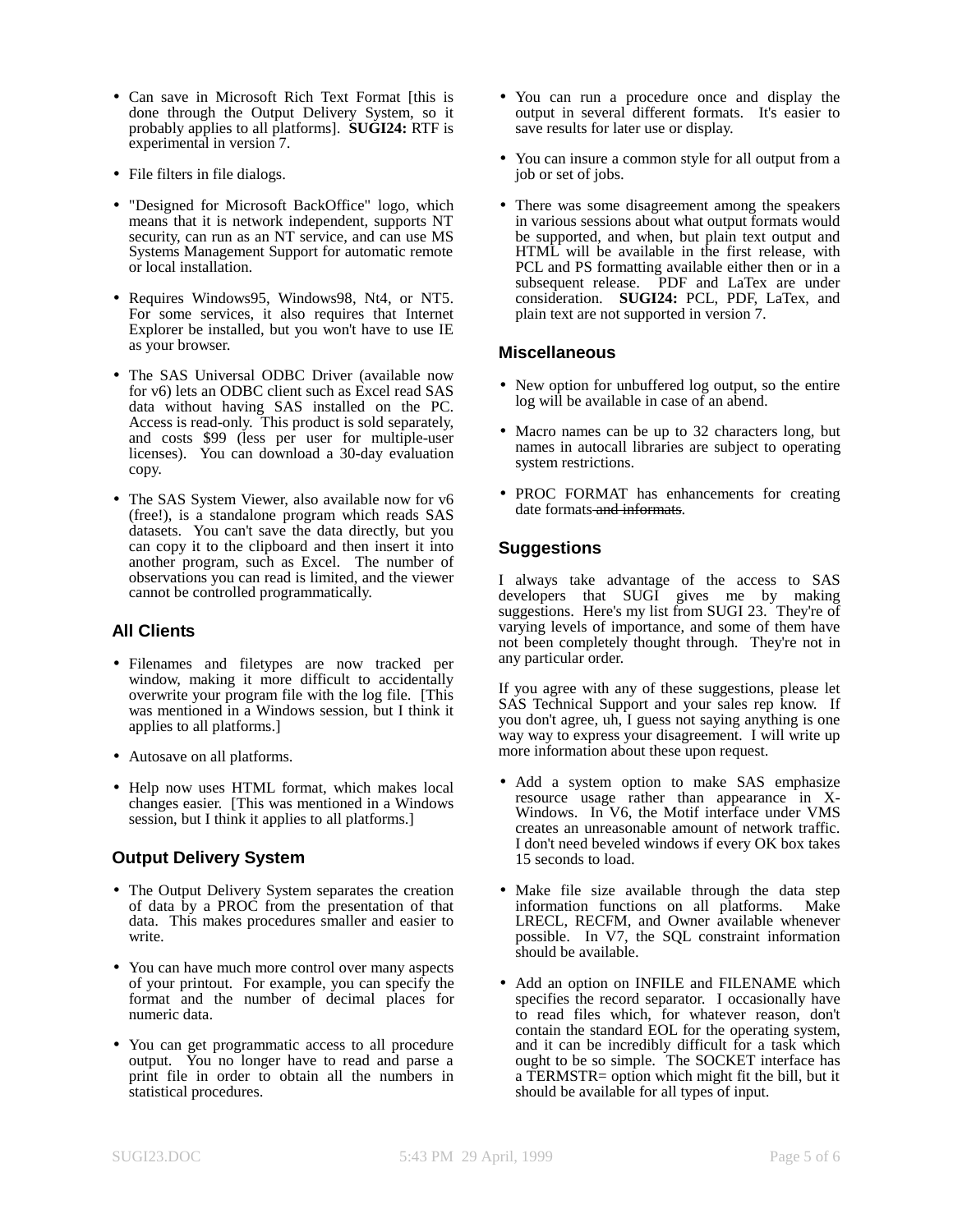- Can save in Microsoft Rich Text Format [this is done through the Output Delivery System, so it probably applies to all platforms]. **SUGI24:** RTF is experimental in version 7.

- File filters in file dialogs.

- "Designed for Microsoft BackOffice" logo, which means that it is network independent, supports NT security, can run as an NT service, and can use MS Systems Management Support for automatic remote or local installation.

- Requires Windows95, Windows98, Nt4, or NT5. For some services, it also requires that Internet Explorer be installed, but you won't have to use IE as your browser.

- The SAS Universal ODBC Driver (available now for v6) lets an ODBC client such as Excel read SAS data without having SAS installed on the PC. Access is read-only. This product is sold separately, and costs $99 (less per user for multiple-user licenses). You can download a 30-day evaluation copy.

- The SAS System Viewer, also available now for v6 (free!), is a standalone program which reads SAS datasets. You can't save the data directly, but you can copy it to the clipboard and then insert it into another program, such as Excel. The number of observations you can read is limited, and the viewer cannot be controlled programmatically.

### All Clients

- Filenames and filetypes are now tracked per window, making it more difficult to accidentally overwrite your program file with the log file. [This was mentioned in a Windows session, but I think it applies to all platforms.]

- Autosave on all platforms.

- Help now uses HTML format, which makes local changes easier. [This was mentioned in a Windows session, but I think it applies to all platforms.]

### Output Delivery System

- The Output Delivery System separates the creation of data by a PROC from the presentation of that data. This makes procedures smaller and easier to write.

- You can have much more control over many aspects of your printout. For example, you can specify the format and the number of decimal places for numeric data.

- You can get programmatic access to all procedure output. You no longer have to read and parse a print file in order to obtain all the numbers in statistical procedures.

- You can run a procedure once and display the output in several different formats. It's easier to save results for later use or display.

- You can insure a common style for all output from a job or set of jobs.

- There was some disagreement among the speakers in various sessions about what output formats would be supported, and when, but plain text output and HTML will be available in the first release, with PCL and PS formatting available either then or in a subsequent release. PDF and LaTex are under consideration. **SUGI24:** PCL, PDF, LaTex, and plain text are not supported in version 7.

### Miscellaneous

- New option for unbuffered log output, so the entire log will be available in case of an abend.

- Macro names can be up to 32 characters long, but names in autocall libraries are subject to operating system restrictions.

- PROC FORMAT has enhancements for creating date formats ~~and informats~~.

### Suggestions

I always take advantage of the access to SAS developers that SUGI gives me by making suggestions. Here's my list from SUGI 23. They're of varying levels of importance, and some of them have not been completely thought through. They're not in any particular order.

If you agree with any of these suggestions, please let SAS Technical Support and your sales rep know. If you don't agree, uh, I guess not saying anything is one way way to express your disagreement. I will write up more information about these upon request.

- Add a system option to make SAS emphasize resource usage rather than appearance in X-Windows. In V6, the Motif interface under VMS creates an unreasonable amount of network traffic. I don't need beveled windows if every OK box takes 15 seconds to load.

- Make file size available through the data step information functions on all platforms. Make LRECL, RECFM, and Owner available whenever possible. In V7, the SQL constraint information should be available.

- Add an option on INFILE and FILENAME which specifies the record separator. I occasionally have to read files which, for whatever reason, don't contain the standard EOL for the operating system, and it can be incredibly difficult for a task which ought to be so simple. The SOCKET interface has a TERMSTR= option which might fit the bill, but it should be available for all types of input.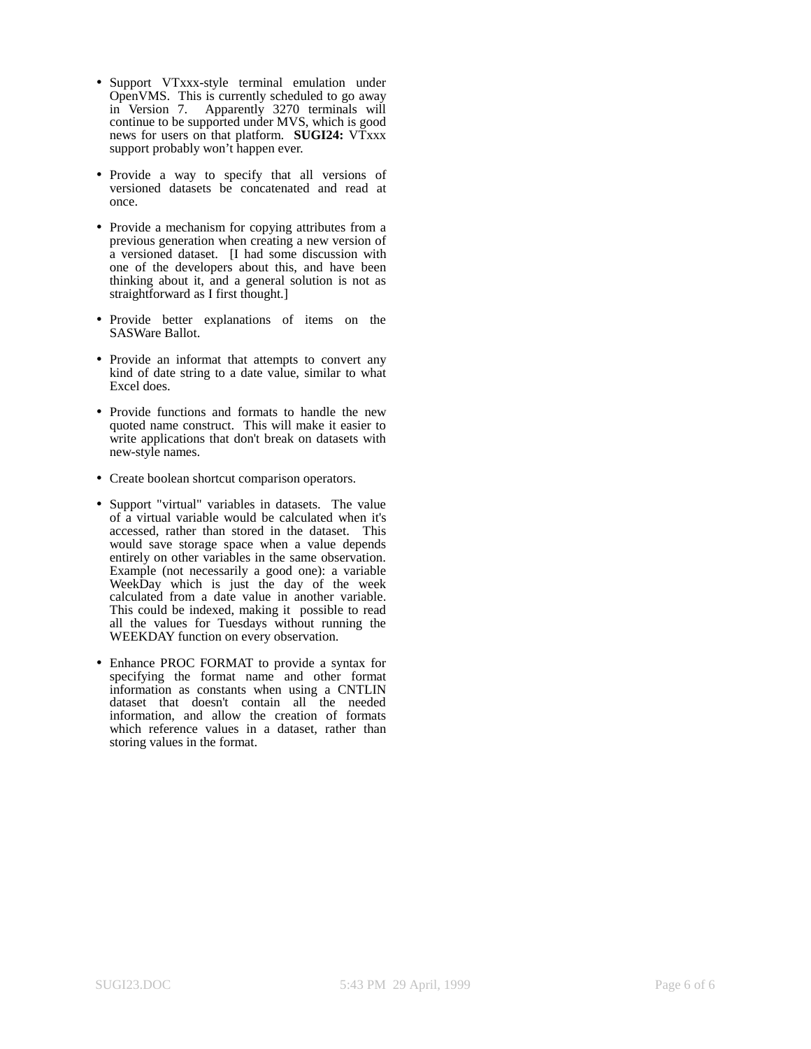- Support VTxxx-style terminal emulation under OpenVMS. This is currently scheduled to go away in Version 7. Apparently 3270 terminals will continue to be supported under MVS, which is good news for users on that platform. **SUGI24:** VTxxx support probably won't happen ever.

- Provide a way to specify that all versions of versioned datasets be concatenated and read at once.

- Provide a mechanism for copying attributes from a previous generation when creating a new version of a versioned dataset. [I had some discussion with one of the developers about this, and have been thinking about it, and a general solution is not as straightforward as I first thought.]

- Provide better explanations of items on the SASWare Ballot.

- Provide an informat that attempts to convert any kind of date string to a date value, similar to what Excel does.

- Provide functions and formats to handle the new quoted name construct. This will make it easier to write applications that don't break on datasets with new-style names.

- Create boolean shortcut comparison operators.

- Support "virtual" variables in datasets. The value of a virtual variable would be calculated when it's accessed, rather than stored in the dataset. This would save storage space when a value depends entirely on other variables in the same observation. Example (not necessarily a good one): a variable WeekDay which is just the day of the week calculated from a date value in another variable. This could be indexed, making it possible to read all the values for Tuesdays without running the WEEKDAY function on every observation.

- Enhance PROC FORMAT to provide a syntax for specifying the format name and other format information as constants when using a CNTLIN dataset that doesn't contain all the needed information, and allow the creation of formats which reference values in a dataset, rather than storing values in the format.